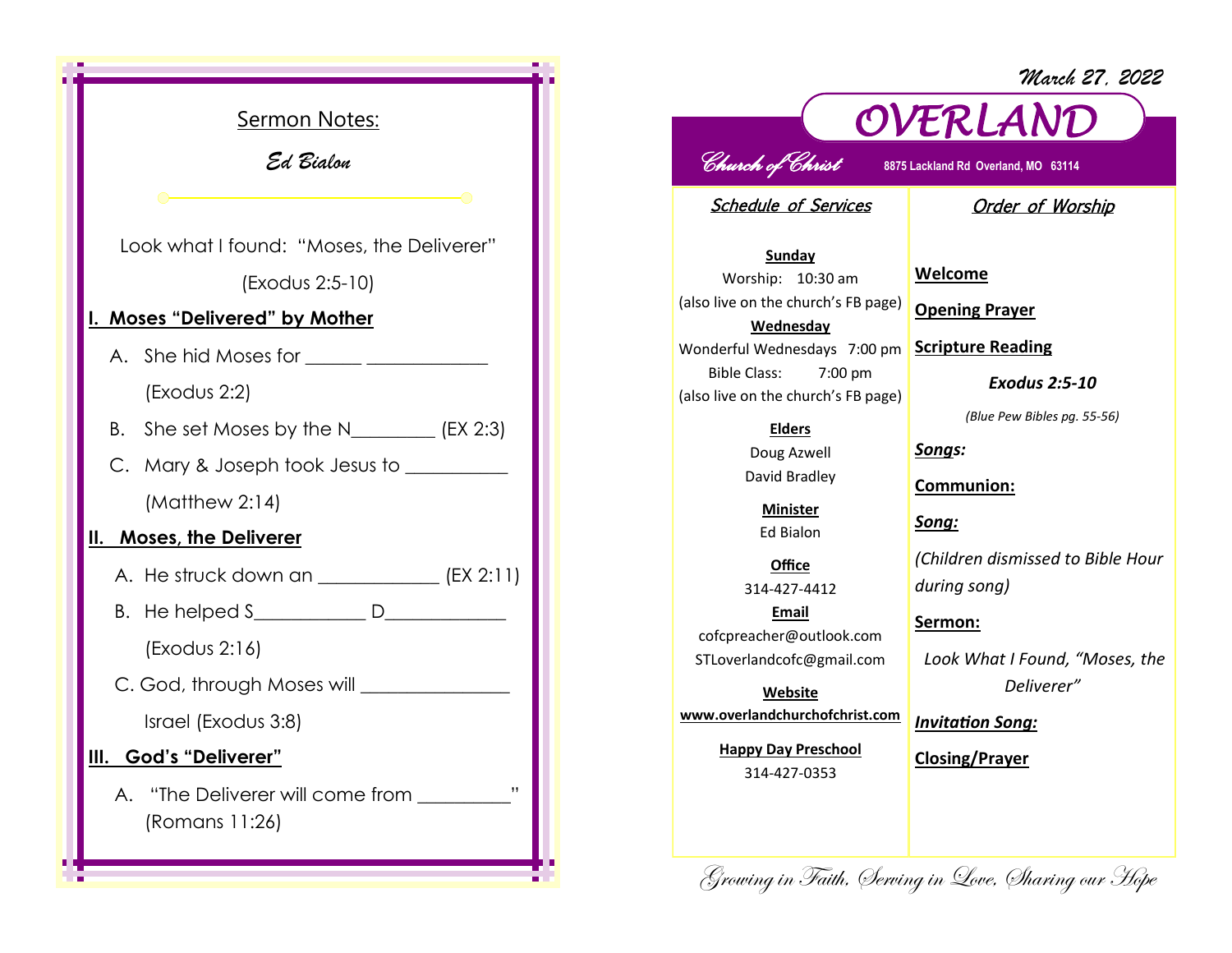## Sermon Notes:

*Ed Bialon*

Look what I found: "Moses, the Deliverer"

(Exodus 2:5-10)

### I. Moses "Delivered" by Mother

A. She hid Moses for ______ ____________

(Exodus 2:2)

B. She set Moses by the N________ (EX 2:3)

C. Mary & Joseph took Jesus to __________

(Matthew 2:14)

### II. Moses, the Deliverer

A. He struck down an ____________ (EX 2:11)

B. He helped S___________ D____________

(Exodus 2:16)

C. God, through Moses will _______________

Israel (Exodus 3:8)

### III. God's "Deliverer"

A. "The Deliverer will come from _________" (Romans 11:26)

*March 27, 2022*

# OVERLAND

*Church of Christ* 8875 Lackland Rd Overland, MO 63114

## Schedule of Services

**Sunday**

Worship: 10:30 am

(also live on the church's FB page)

**Wednesday**

Wonderful Wednesdays 7:00 pm

Bible Class: 7:00 pm

(also live on the church's FB page)

**Elders**

Doug Azwell

David Bradley

**Minister**

Ed Bialon

**Office**

314-427-4412

**Email**

cofcpreacher@outlook.com

STLoverlandcofc@gmail.com

**Website**

**www.overlandchurchofchrist.com**

**Happy Day Preschool**

314-427-0353

## Order of Worship

**Welcome**

**Opening Prayer**

**Scripture Reading**

***Exodus 2:5-10***

*(Blue Pew Bibles pg. 55-56)*

***Songs:***

**Communion:**

***Song:***

*(Children dismissed to Bible Hour during song)*

**Sermon:**

*Look What I Found, "Moses, the Deliverer"*

***Invitation Song:***

**Closing/Prayer**

*Growing in Faith, Serving in Love, Sharing our Hope*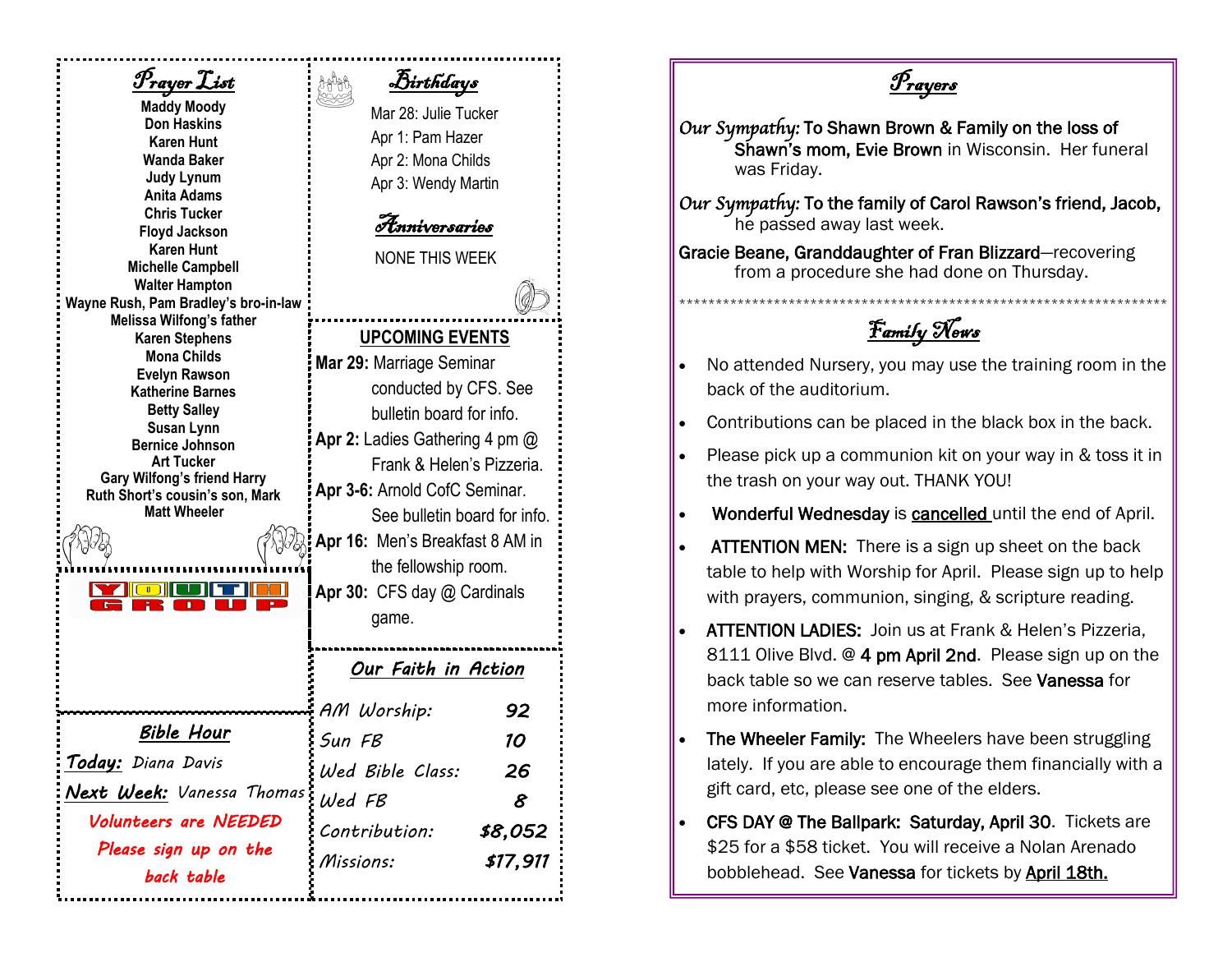## Prayer List

**Maddy Moody**
**Don Haskins**
**Karen Hunt**
**Wanda Baker**
**Judy Lynum**
**Anita Adams**
**Chris Tucker**
**Floyd Jackson**
**Karen Hunt**
**Michelle Campbell**
**Walter Hampton**
**Wayne Rush, Pam Bradley's bro-in-law**
**Melissa Wilfong's father**
**Karen Stephens**
**Mona Childs**
**Evelyn Rawson**
**Katherine Barnes**
**Betty Salley**
**Susan Lynn**
**Bernice Johnson**
**Art Tucker**
**Gary Wilfong's friend Harry**
**Ruth Short's cousin's son, Mark**
**Matt Wheeler**

## YOUTH GROUP

## Bible Hour

***Today:*** *Diana Davis*

***Next Week:*** *Vanessa Thomas*

***Volunteers are NEEDED***
***Please sign up on the back table***

## Birthdays

Mar 28: Julie Tucker
Apr 1: Pam Hazer
Apr 2: Mona Childs
Apr 3: Wendy Martin

## Anniversaries

NONE THIS WEEK

## UPCOMING EVENTS

**Mar 29:** Marriage Seminar conducted by CFS. See bulletin board for info.

**Apr 2:** Ladies Gathering 4 pm @ Frank & Helen's Pizzeria.

**Apr 3-6:** Arnold CofC Seminar. See bulletin board for info.

**Apr 16:** Men's Breakfast 8 AM in the fellowship room.

**Apr 30:** CFS day @ Cardinals game.

## Our Faith in Action

| | |
|---|---|
| *AM Worship:* | *92* |
| *Sun FB* | *10* |
| *Wed Bible Class:* | *26* |
| *Wed FB* | *8* |
| *Contribution:* | *$8,052* |
| *Missions:* | *$17,911* |

## Prayers

*Our Sympathy:* To Shawn Brown & Family on the loss of Shawn's mom, Evie Brown in Wisconsin. Her funeral was Friday.

*Our Sympathy:* To the family of Carol Rawson's friend, Jacob, he passed away last week.

Gracie Beane, Granddaughter of Fran Blizzard—recovering from a procedure she had done on Thursday.

*****************************************************************

## Family News

- No attended Nursery, you may use the training room in the back of the auditorium.
- Contributions can be placed in the black box in the back.
- Please pick up a communion kit on your way in & toss it in the trash on your way out. THANK YOU!
- Wonderful Wednesday is cancelled until the end of April.
- ATTENTION MEN: There is a sign up sheet on the back table to help with Worship for April. Please sign up to help with prayers, communion, singing, & scripture reading.
- ATTENTION LADIES: Join us at Frank & Helen's Pizzeria, 8111 Olive Blvd. @ 4 pm April 2nd. Please sign up on the back table so we can reserve tables. See Vanessa for more information.
- The Wheeler Family: The Wheelers have been struggling lately. If you are able to encourage them financially with a gift card, etc, please see one of the elders.
- CFS DAY @ The Ballpark: Saturday, April 30. Tickets are $25 for a $58 ticket. You will receive a Nolan Arenado bobblehead. See Vanessa for tickets by April 18th.